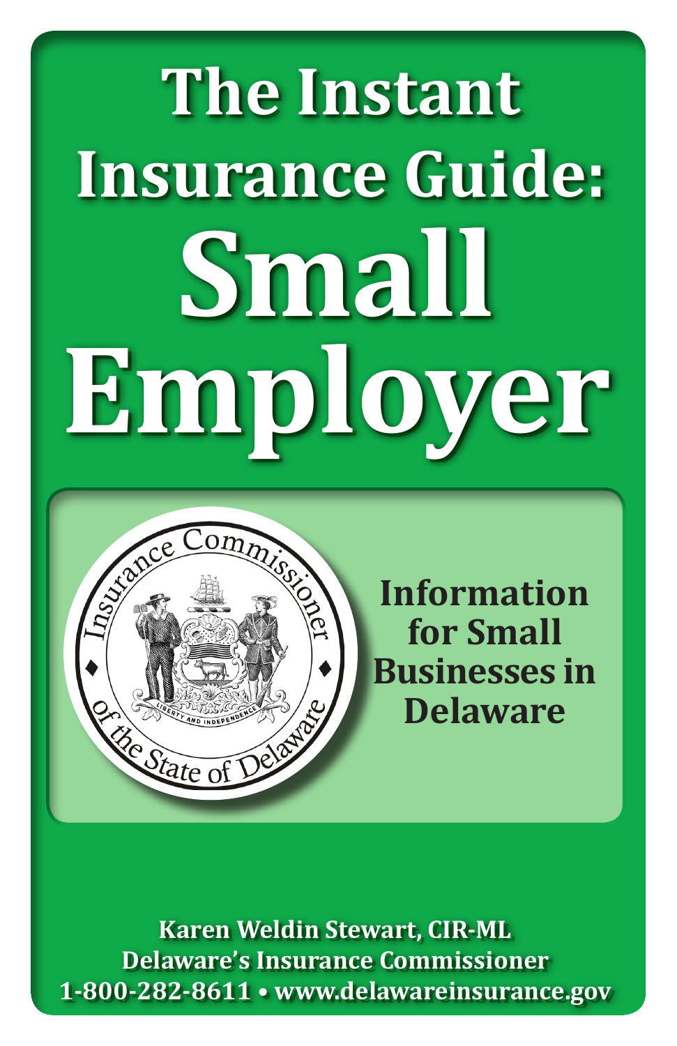# The Instant Insurance Guide: Small Employer

**Information for Small Businesses in Delaware**

**Karen Weldin Stewart, CIR-ML**
**Delaware's Insurance Commissioner**
**1-800-282-8611 • www.delawareinsurance.gov**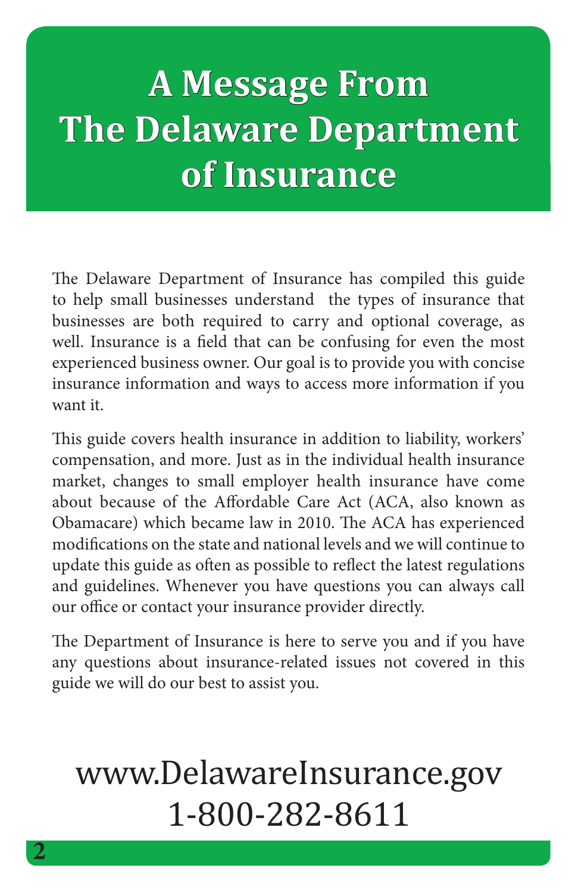# A Message From The Delaware Department of Insurance

The Delaware Department of Insurance has compiled this guide to help small businesses understand  the types of insurance that businesses are both required to carry and optional coverage, as well. Insurance is a field that can be confusing for even the most experienced business owner. Our goal is to provide you with concise insurance information and ways to access more information if you want it.

This guide covers health insurance in addition to liability, workers' compensation, and more. Just as in the individual health insurance market, changes to small employer health insurance have come about because of the Affordable Care Act (ACA, also known as Obamacare) which became law in 2010. The ACA has experienced modifications on the state and national levels and we will continue to update this guide as often as possible to reflect the latest regulations and guidelines. Whenever you have questions you can always call our office or contact your insurance provider directly.

The Department of Insurance is here to serve you and if you have any questions about insurance-related issues not covered in this guide we will do our best to assist you.

www.DelawareInsurance.gov
1-800-282-8611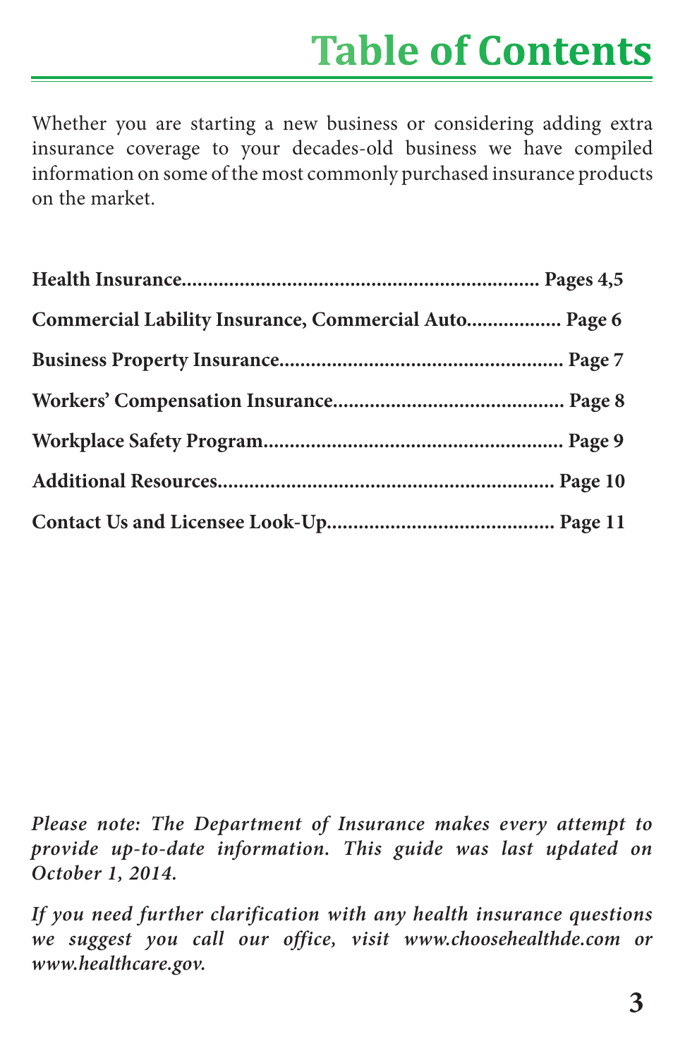# Table of Contents

Whether you are starting a new business or considering adding extra insurance coverage to your decades-old business we have compiled information on some of the most commonly purchased insurance products on the market.

**Health Insurance.................................................................... Pages 4,5**

**Commercial Lability Insurance, Commercial Auto................. Page 6**

**Business Property Insurance..................................................... Page 7**

**Workers' Compensation Insurance............................................ Page 8**

**Workplace Safety Program........................................................ Page 9**

**Additional Resources................................................................ Page 10**

**Contact Us and Licensee Look-Up........................................... Page 11**

***Please note: The Department of Insurance makes every attempt to provide up-to-date information. This guide was last updated on October 1, 2014.***

***If you need further clarification with any health insurance questions we suggest you call our office, visit www.choosehealthde.com or www.healthcare.gov.***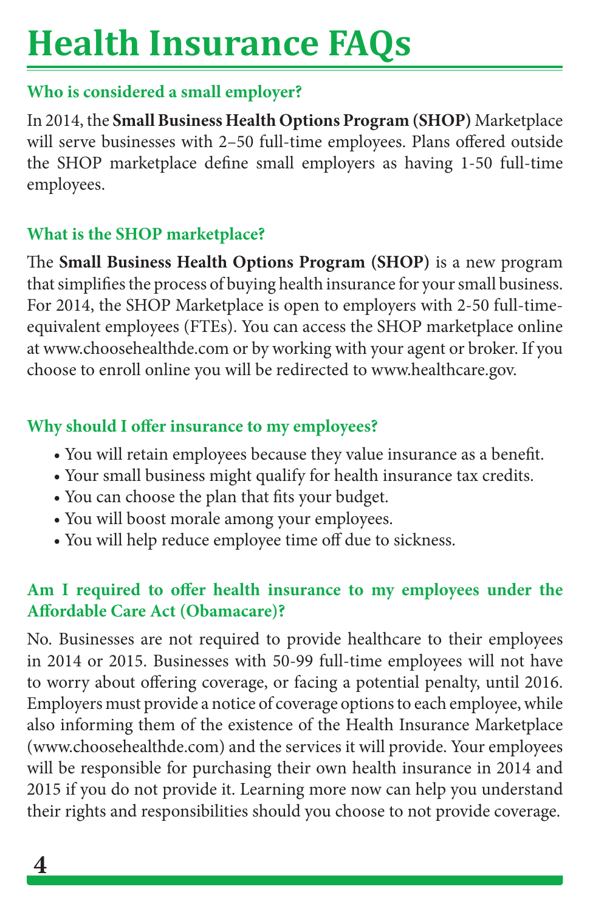# Health Insurance FAQs

### Who is considered a small employer?

In 2014, the **Small Business Health Options Program (SHOP)** Marketplace will serve businesses with 2–50 full-time employees. Plans offered outside the SHOP marketplace define small employers as having 1-50 full-time employees.

### What is the SHOP marketplace?

The **Small Business Health Options Program (SHOP)** is a new program that simplifies the process of buying health insurance for your small business. For 2014, the SHOP Marketplace is open to employers with 2-50 full-time-equivalent employees (FTEs). You can access the SHOP marketplace online at www.choosehealthde.com or by working with your agent or broker. If you choose to enroll online you will be redirected to www.healthcare.gov.

### Why should I offer insurance to my employees?

- You will retain employees because they value insurance as a benefit.
- Your small business might qualify for health insurance tax credits.
- You can choose the plan that fits your budget.
- You will boost morale among your employees.
- You will help reduce employee time off due to sickness.

### Am I required to offer health insurance to my employees under the Affordable Care Act (Obamacare)?

No. Businesses are not required to provide healthcare to their employees in 2014 or 2015. Businesses with 50-99 full-time employees will not have to worry about offering coverage, or facing a potential penalty, until 2016. Employers must provide a notice of coverage options to each employee, while also informing them of the existence of the Health Insurance Marketplace (www.choosehealthde.com) and the services it will provide. Your employees will be responsible for purchasing their own health insurance in 2014 and 2015 if you do not provide it. Learning more now can help you understand their rights and responsibilities should you choose to not provide coverage.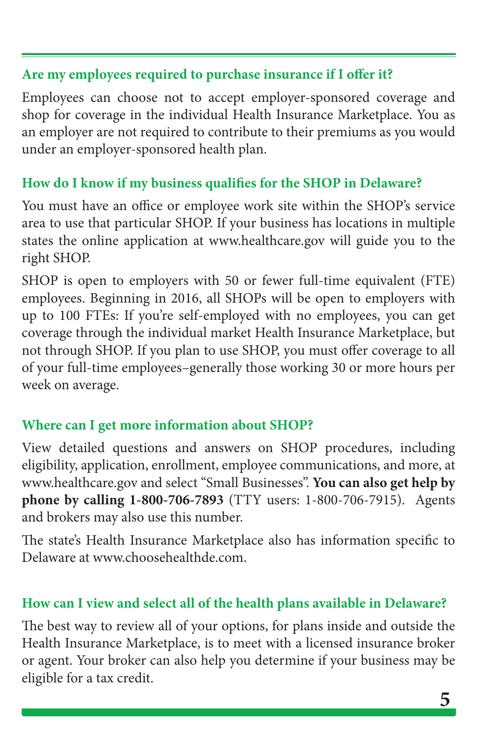### Are my employees required to purchase insurance if I offer it?

Employees can choose not to accept employer-sponsored coverage and shop for coverage in the individual Health Insurance Marketplace. You as an employer are not required to contribute to their premiums as you would under an employer-sponsored health plan.

### How do I know if my business qualifies for the SHOP in Delaware?

You must have an office or employee work site within the SHOP's service area to use that particular SHOP. If your business has locations in multiple states the online application at www.healthcare.gov will guide you to the right SHOP.

SHOP is open to employers with 50 or fewer full-time equivalent (FTE) employees. Beginning in 2016, all SHOPs will be open to employers with up to 100 FTEs: If you're self-employed with no employees, you can get coverage through the individual market Health Insurance Marketplace, but not through SHOP. If you plan to use SHOP, you must offer coverage to all of your full-time employees–generally those working 30 or more hours per week on average.

### Where can I get more information about SHOP?

View detailed questions and answers on SHOP procedures, including eligibility, application, enrollment, employee communications, and more, at www.healthcare.gov and select "Small Businesses". **You can also get help by phone by calling 1-800-706-7893** (TTY users: 1-800-706-7915). Agents and brokers may also use this number.

The state's Health Insurance Marketplace also has information specific to Delaware at www.choosehealthde.com.

### How can I view and select all of the health plans available in Delaware?

The best way to review all of your options, for plans inside and outside the Health Insurance Marketplace, is to meet with a licensed insurance broker or agent. Your broker can also help you determine if your business may be eligible for a tax credit.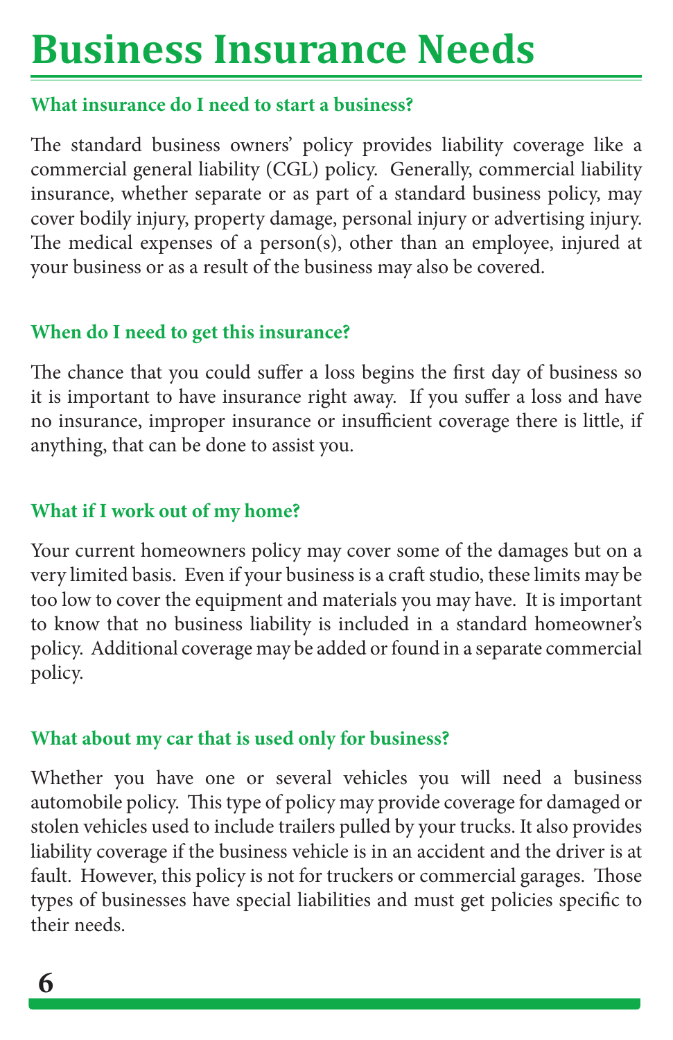# Business Insurance Needs

### What insurance do I need to start a business?

The standard business owners' policy provides liability coverage like a commercial general liability (CGL) policy. Generally, commercial liability insurance, whether separate or as part of a standard business policy, may cover bodily injury, property damage, personal injury or advertising injury. The medical expenses of a person(s), other than an employee, injured at your business or as a result of the business may also be covered.

### When do I need to get this insurance?

The chance that you could suffer a loss begins the first day of business so it is important to have insurance right away. If you suffer a loss and have no insurance, improper insurance or insufficient coverage there is little, if anything, that can be done to assist you.

### What if I work out of my home?

Your current homeowners policy may cover some of the damages but on a very limited basis. Even if your business is a craft studio, these limits may be too low to cover the equipment and materials you may have. It is important to know that no business liability is included in a standard homeowner's policy. Additional coverage may be added or found in a separate commercial policy.

### What about my car that is used only for business?

Whether you have one or several vehicles you will need a business automobile policy. This type of policy may provide coverage for damaged or stolen vehicles used to include trailers pulled by your trucks. It also provides liability coverage if the business vehicle is in an accident and the driver is at fault. However, this policy is not for truckers or commercial garages. Those types of businesses have special liabilities and must get policies specific to their needs.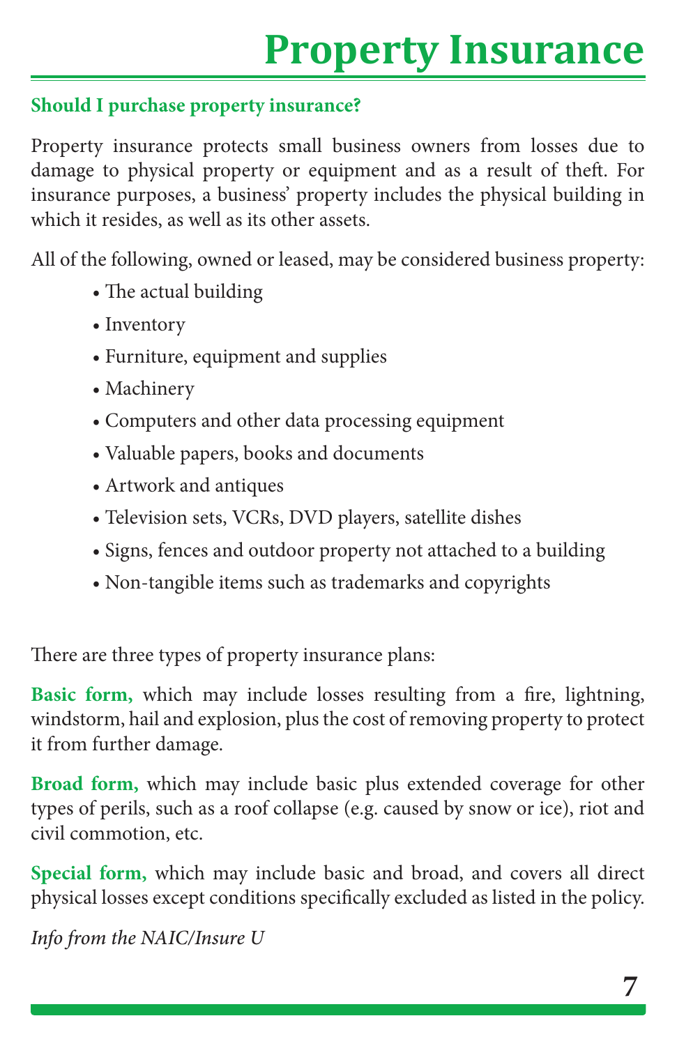# Property Insurance

## Should I purchase property insurance?

Property insurance protects small business owners from losses due to damage to physical property or equipment and as a result of theft. For insurance purposes, a business' property includes the physical building in which it resides, as well as its other assets.

All of the following, owned or leased, may be considered business property:

- The actual building
- Inventory
- Furniture, equipment and supplies
- Machinery
- Computers and other data processing equipment
- Valuable papers, books and documents
- Artwork and antiques
- Television sets, VCRs, DVD players, satellite dishes
- Signs, fences and outdoor property not attached to a building
- Non-tangible items such as trademarks and copyrights

There are three types of property insurance plans:

**Basic form,** which may include losses resulting from a fire, lightning, windstorm, hail and explosion, plus the cost of removing property to protect it from further damage.

**Broad form,** which may include basic plus extended coverage for other types of perils, such as a roof collapse (e.g. caused by snow or ice), riot and civil commotion, etc.

**Special form,** which may include basic and broad, and covers all direct physical losses except conditions specifically excluded as listed in the policy.

*Info from the NAIC/Insure U*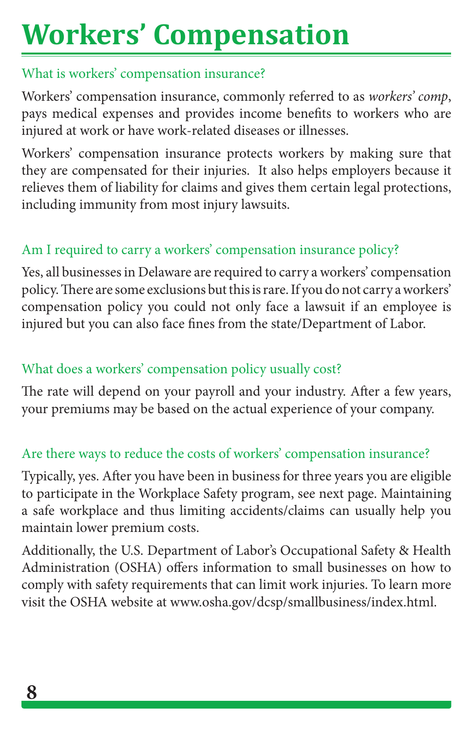# Workers' Compensation

### What is workers' compensation insurance?

Workers' compensation insurance, commonly referred to as *workers' comp*, pays medical expenses and provides income benefits to workers who are injured at work or have work-related diseases or illnesses.

Workers' compensation insurance protects workers by making sure that they are compensated for their injuries. It also helps employers because it relieves them of liability for claims and gives them certain legal protections, including immunity from most injury lawsuits.

### Am I required to carry a workers' compensation insurance policy?

Yes, all businesses in Delaware are required to carry a workers' compensation policy. There are some exclusions but this is rare. If you do not carry a workers' compensation policy you could not only face a lawsuit if an employee is injured but you can also face fines from the state/Department of Labor.

### What does a workers' compensation policy usually cost?

The rate will depend on your payroll and your industry. After a few years, your premiums may be based on the actual experience of your company.

### Are there ways to reduce the costs of workers' compensation insurance?

Typically, yes. After you have been in business for three years you are eligible to participate in the Workplace Safety program, see next page. Maintaining a safe workplace and thus limiting accidents/claims can usually help you maintain lower premium costs.

Additionally, the U.S. Department of Labor's Occupational Safety & Health Administration (OSHA) offers information to small businesses on how to comply with safety requirements that can limit work injuries. To learn more visit the OSHA website at www.osha.gov/dcsp/smallbusiness/index.html.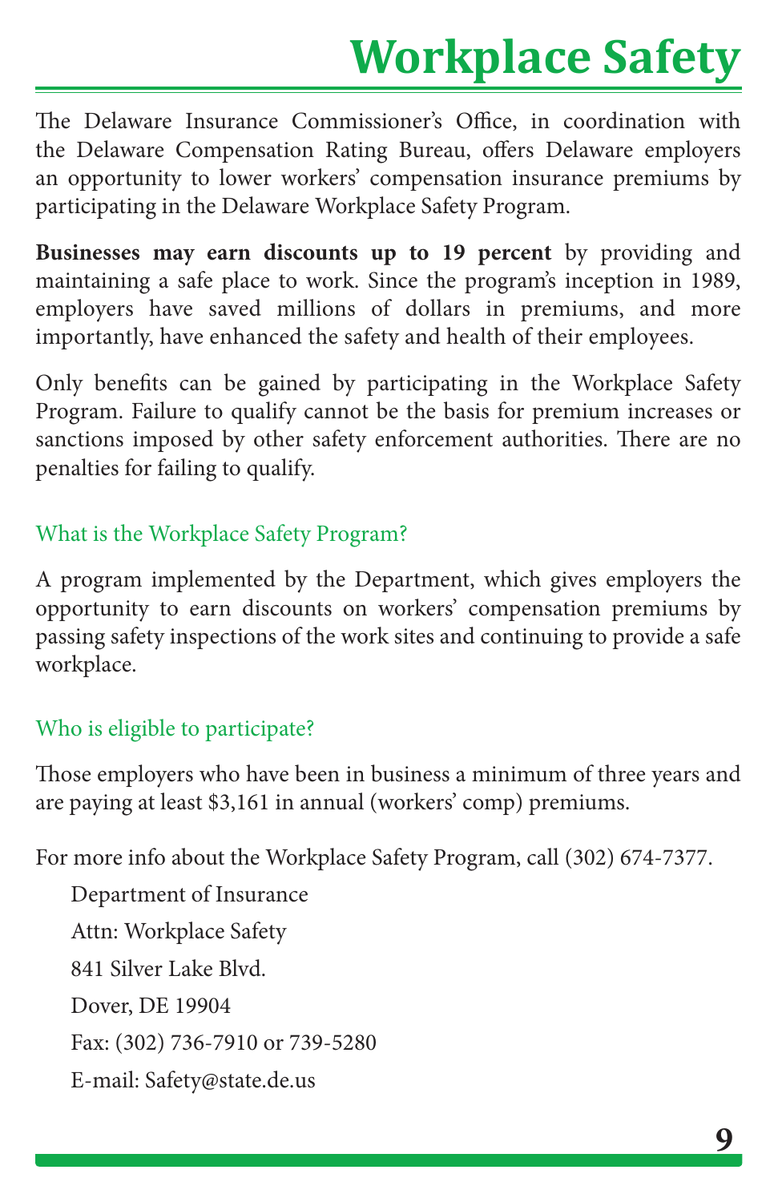# Workplace Safety

The Delaware Insurance Commissioner's Office, in coordination with the Delaware Compensation Rating Bureau, offers Delaware employers an opportunity to lower workers' compensation insurance premiums by participating in the Delaware Workplace Safety Program.

**Businesses may earn discounts up to 19 percent** by providing and maintaining a safe place to work. Since the program's inception in 1989, employers have saved millions of dollars in premiums, and more importantly, have enhanced the safety and health of their employees.

Only benefits can be gained by participating in the Workplace Safety Program. Failure to qualify cannot be the basis for premium increases or sanctions imposed by other safety enforcement authorities. There are no penalties for failing to qualify.

## What is the Workplace Safety Program?

A program implemented by the Department, which gives employers the opportunity to earn discounts on workers' compensation premiums by passing safety inspections of the work sites and continuing to provide a safe workplace.

## Who is eligible to participate?

Those employers who have been in business a minimum of three years and are paying at least $3,161 in annual (workers' comp) premiums.

For more info about the Workplace Safety Program, call (302) 674-7377.

Department of Insurance
Attn: Workplace Safety
841 Silver Lake Blvd.
Dover, DE 19904
Fax: (302) 736-7910 or 739-5280
E-mail: Safety@state.de.us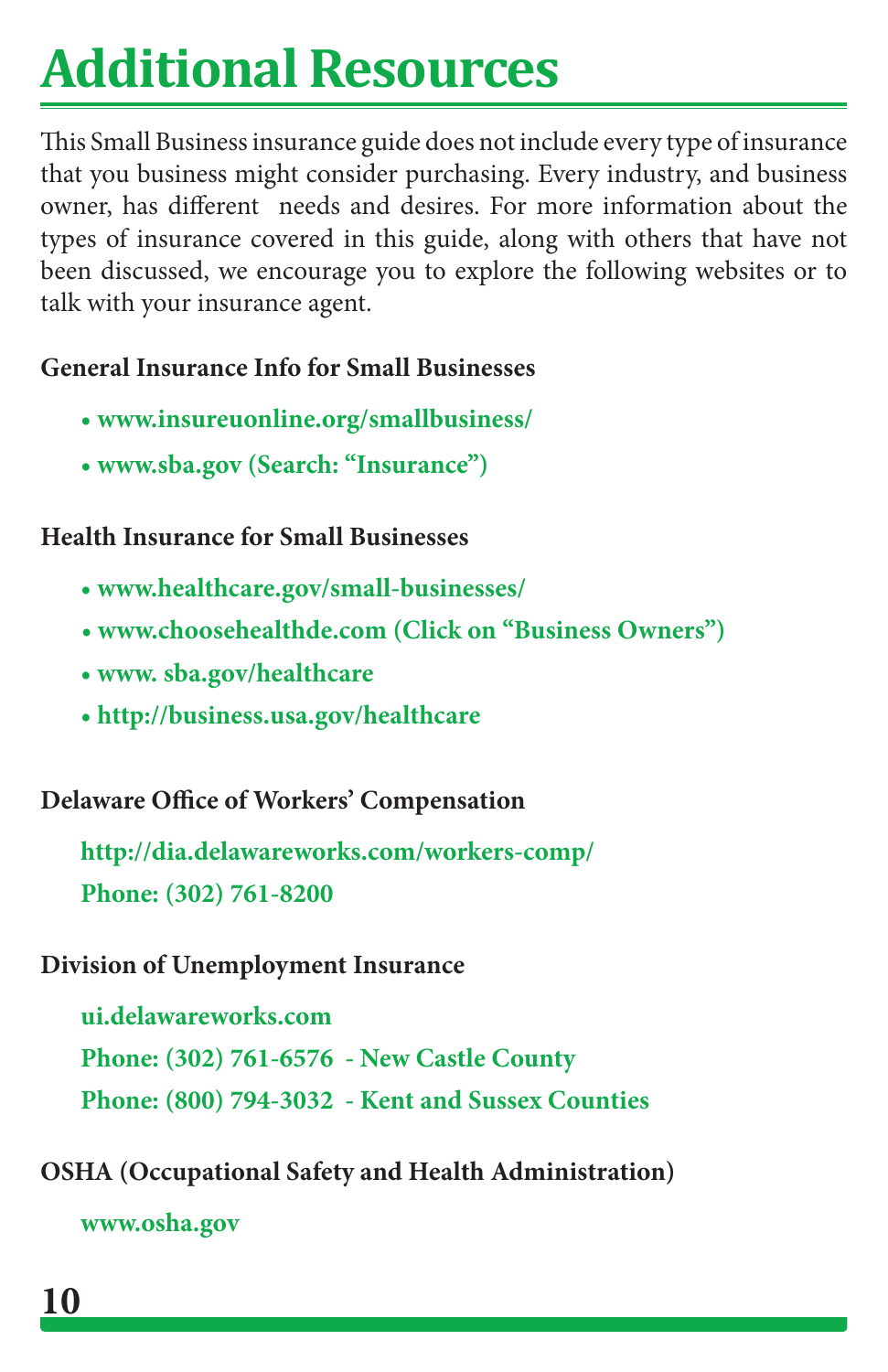# Additional Resources

This Small Business insurance guide does not include every type of insurance that you business might consider purchasing. Every industry, and business owner, has different needs and desires. For more information about the types of insurance covered in this guide, along with others that have not been discussed, we encourage you to explore the following websites or to talk with your insurance agent.

**General Insurance Info for Small Businesses**

- **www.insureuonline.org/smallbusiness/**
- **www.sba.gov (Search: "Insurance")**

**Health Insurance for Small Businesses**

- **www.healthcare.gov/small-businesses/**
- **www.choosehealthde.com (Click on "Business Owners")**
- **www. sba.gov/healthcare**
- **http://business.usa.gov/healthcare**

**Delaware Office of Workers' Compensation**

**http://dia.delawareworks.com/workers-comp/**

**Phone: (302) 761-8200**

**Division of Unemployment Insurance**

**ui.delawareworks.com**

**Phone: (302) 761-6576 - New Castle County**

**Phone: (800) 794-3032 - Kent and Sussex Counties**

**OSHA (Occupational Safety and Health Administration)**

**www.osha.gov**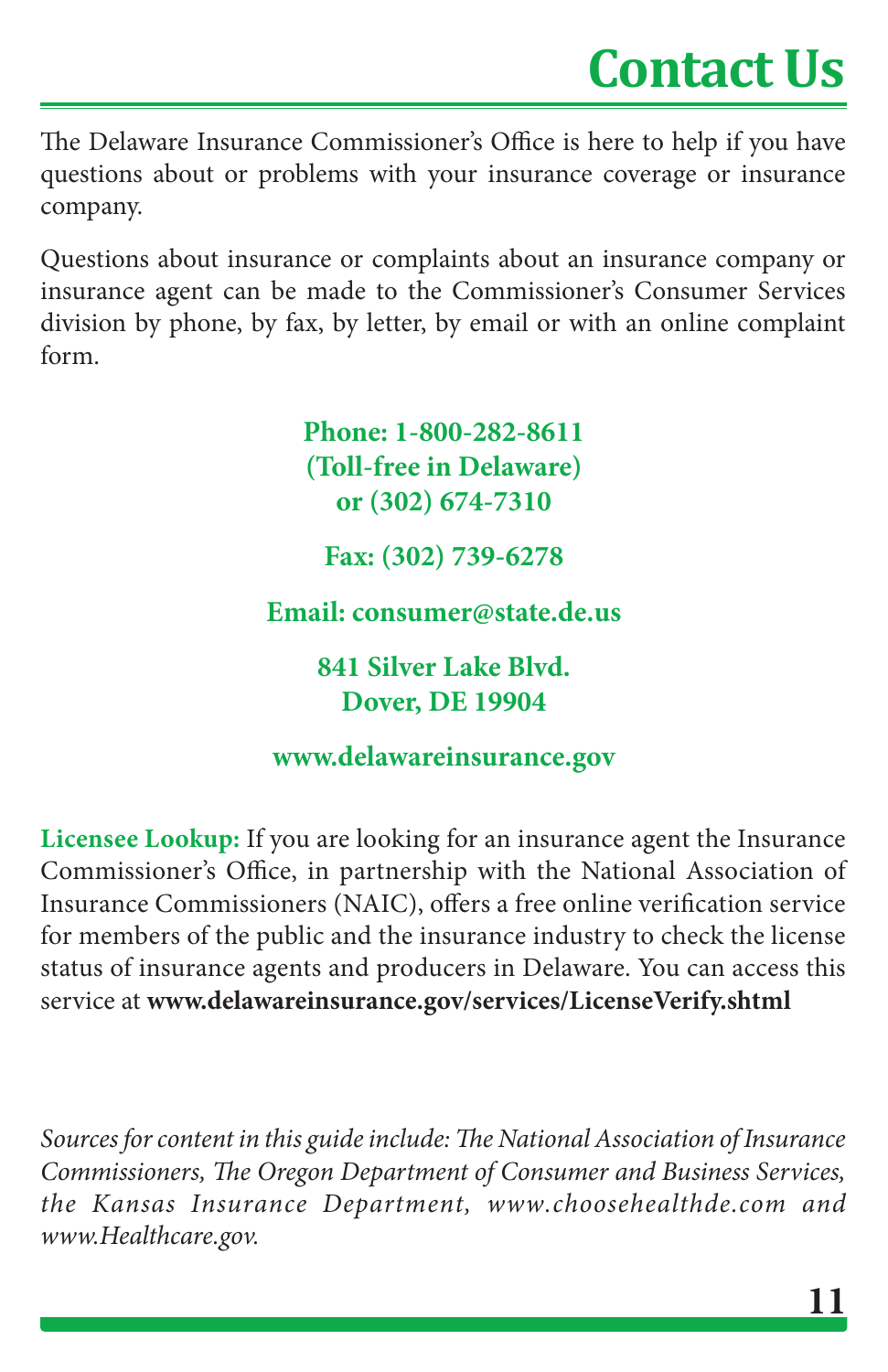# Contact Us

The Delaware Insurance Commissioner's Office is here to help if you have questions about or problems with your insurance coverage or insurance company.

Questions about insurance or complaints about an insurance company or insurance agent can be made to the Commissioner's Consumer Services division by phone, by fax, by letter, by email or with an online complaint form.

**Phone: 1-800-282-8611**
**(Toll-free in Delaware)**
**or (302) 674-7310**

**Fax: (302) 739-6278**

**Email: consumer@state.de.us**

**841 Silver Lake Blvd.**
**Dover, DE 19904**

**www.delawareinsurance.gov**

**Licensee Lookup:** If you are looking for an insurance agent the Insurance Commissioner's Office, in partnership with the National Association of Insurance Commissioners (NAIC), offers a free online verification service for members of the public and the insurance industry to check the license status of insurance agents and producers in Delaware. You can access this service at **www.delawareinsurance.gov/services/LicenseVerify.shtml**

*Sources for content in this guide include: The National Association of Insurance Commissioners, The Oregon Department of Consumer and Business Services, the Kansas Insurance Department, www.choosehealthde.com and www.Healthcare.gov.*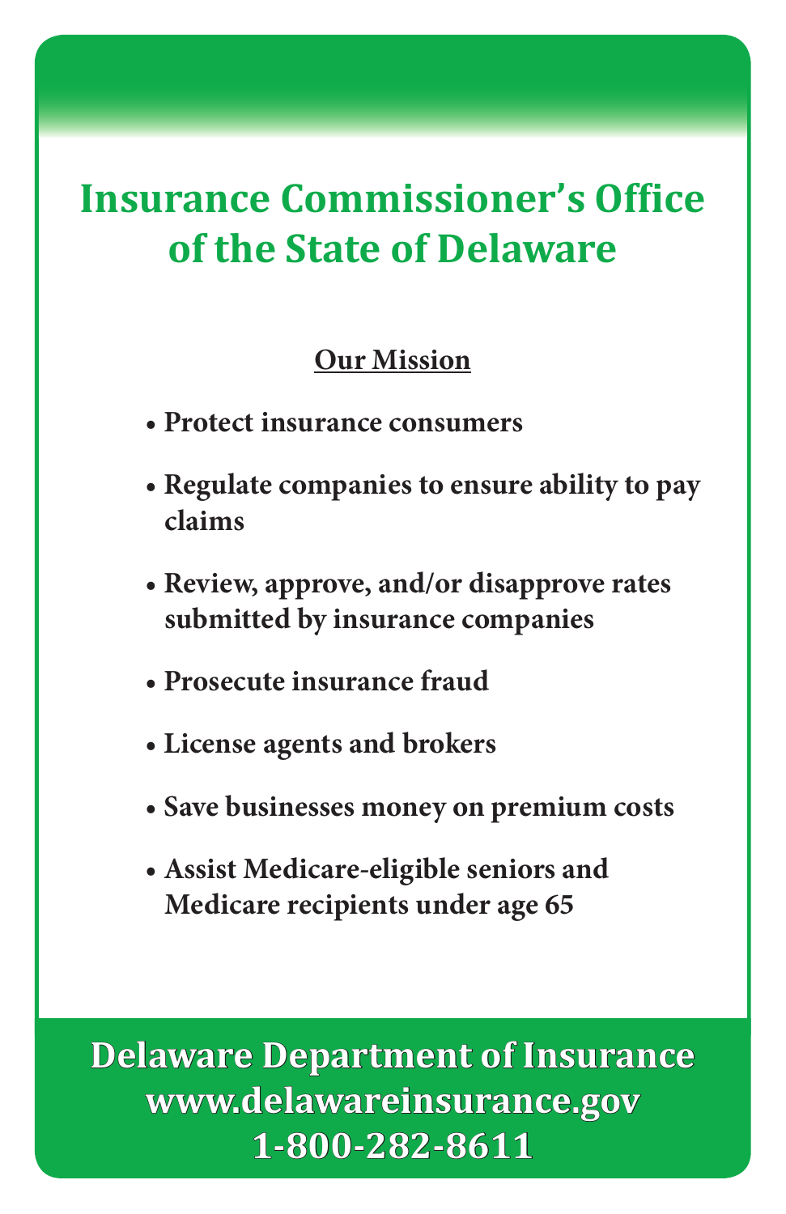# Insurance Commissioner's Office of the State of Delaware

## Our Mission

- **Protect insurance consumers**
- **Regulate companies to ensure ability to pay claims**
- **Review, approve, and/or disapprove rates submitted by insurance companies**
- **Prosecute insurance fraud**
- **License agents and brokers**
- **Save businesses money on premium costs**
- **Assist Medicare-eligible seniors and Medicare recipients under age 65**

**Delaware Department of Insurance**
**www.delawareinsurance.gov**
**1-800-282-8611**